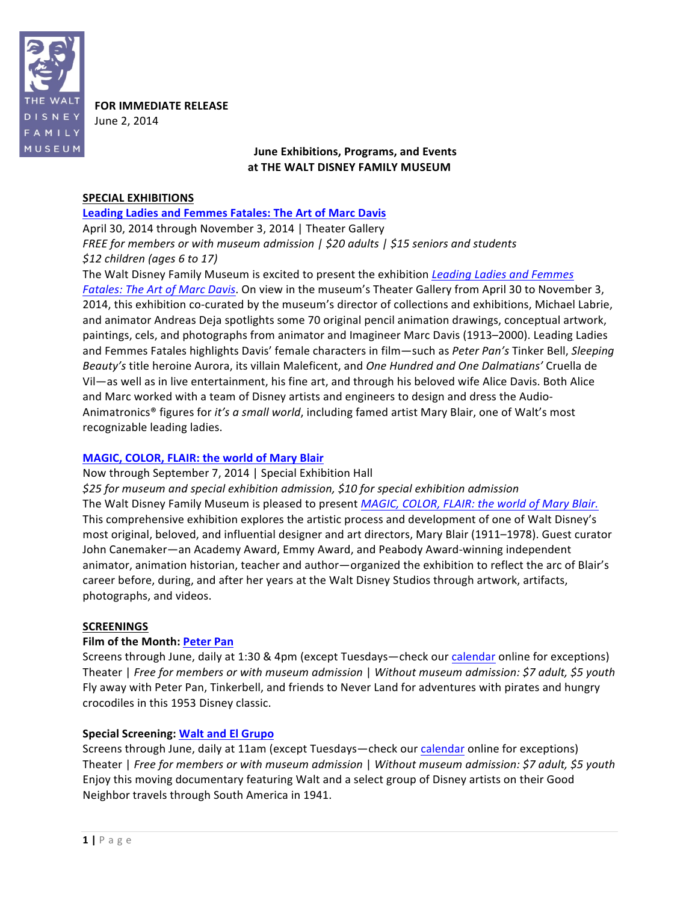THE WALT DISNEY FAMILY MUSEUM

**FOR IMMEDIATE RELEASE**
June 2, 2014

# June Exhibitions, Programs, and Events at THE WALT DISNEY FAMILY MUSEUM

## SPECIAL EXHIBITIONS

### Leading Ladies and Femmes Fatales: The Art of Marc Davis

April 30, 2014 through November 3, 2014 | Theater Gallery
*FREE for members or with museum admission | $20 adults | $15 seniors and students*
*$12 children (ages 6 to 17)*

The Walt Disney Family Museum is excited to present the exhibition *Leading Ladies and Femmes Fatales: The Art of Marc Davis*. On view in the museum's Theater Gallery from April 30 to November 3, 2014, this exhibition co-curated by the museum's director of collections and exhibitions, Michael Labrie, and animator Andreas Deja spotlights some 70 original pencil animation drawings, conceptual artwork, paintings, cels, and photographs from animator and Imagineer Marc Davis (1913–2000). Leading Ladies and Femmes Fatales highlights Davis' female characters in film—such as *Peter Pan's* Tinker Bell, *Sleeping Beauty's* title heroine Aurora, its villain Maleficent, and *One Hundred and One Dalmatians'* Cruella de Vil—as well as in live entertainment, his fine art, and through his beloved wife Alice Davis. Both Alice and Marc worked with a team of Disney artists and engineers to design and dress the Audio-Animatronics® figures for *it's a small world*, including famed artist Mary Blair, one of Walt's most recognizable leading ladies.

### MAGIC, COLOR, FLAIR: the world of Mary Blair

Now through September 7, 2014 | Special Exhibition Hall
*$25 for museum and special exhibition admission, $10 for special exhibition admission*

The Walt Disney Family Museum is pleased to present *MAGIC, COLOR, FLAIR: the world of Mary Blair.* This comprehensive exhibition explores the artistic process and development of one of Walt Disney's most original, beloved, and influential designer and art directors, Mary Blair (1911–1978). Guest curator John Canemaker—an Academy Award, Emmy Award, and Peabody Award-winning independent animator, animation historian, teacher and author—organized the exhibition to reflect the arc of Blair's career before, during, and after her years at the Walt Disney Studios through artwork, artifacts, photographs, and videos.

## SCREENINGS

### Film of the Month: Peter Pan

Screens through June, daily at 1:30 & 4pm (except Tuesdays—check our calendar online for exceptions)
Theater | *Free for members or with museum admission* | *Without museum admission: $7 adult, $5 youth*

Fly away with Peter Pan, Tinkerbell, and friends to Never Land for adventures with pirates and hungry crocodiles in this 1953 Disney classic.

### Special Screening: Walt and El Grupo

Screens through June, daily at 11am (except Tuesdays—check our calendar online for exceptions)
Theater | *Free for members or with museum admission* | *Without museum admission: $7 adult, $5 youth*

Enjoy this moving documentary featuring Walt and a select group of Disney artists on their Good Neighbor travels through South America in 1941.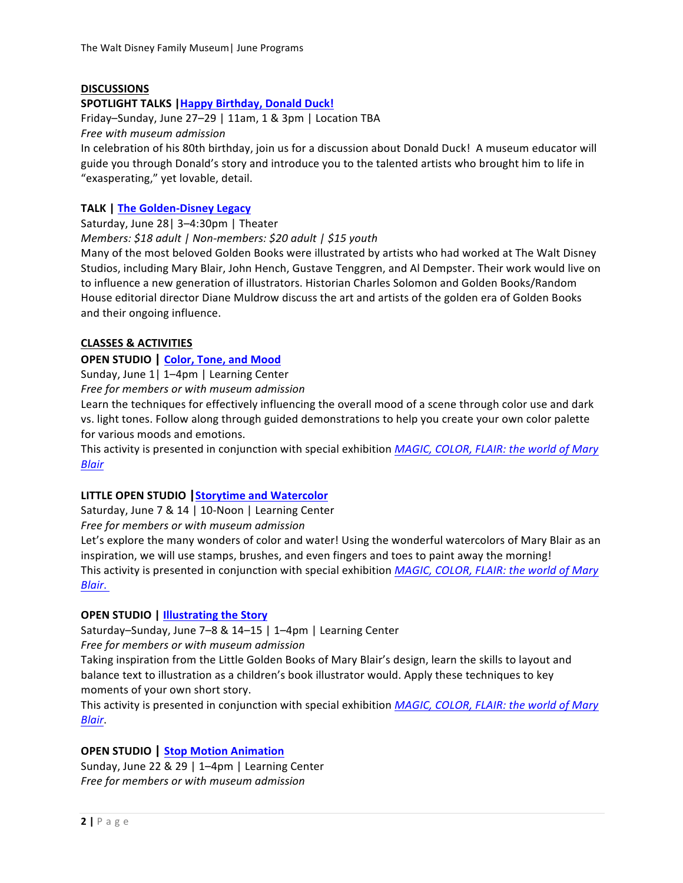## DISCUSSIONS

**SPOTLIGHT TALKS | Happy Birthday, Donald Duck!**

Friday–Sunday, June 27–29 | 11am, 1 & 3pm | Location TBA

*Free with museum admission*

In celebration of his 80th birthday, join us for a discussion about Donald Duck! A museum educator will guide you through Donald's story and introduce you to the talented artists who brought him to life in "exasperating," yet lovable, detail.

**TALK | The Golden-Disney Legacy**

Saturday, June 28| 3–4:30pm | Theater

*Members: $18 adult | Non-members: $20 adult | $15 youth*

Many of the most beloved Golden Books were illustrated by artists who had worked at The Walt Disney Studios, including Mary Blair, John Hench, Gustave Tenggren, and Al Dempster. Their work would live on to influence a new generation of illustrators. Historian Charles Solomon and Golden Books/Random House editorial director Diane Muldrow discuss the art and artists of the golden era of Golden Books and their ongoing influence.

## CLASSES & ACTIVITIES

**OPEN STUDIO | Color, Tone, and Mood**

Sunday, June 1| 1–4pm | Learning Center

*Free for members or with museum admission*

Learn the techniques for effectively influencing the overall mood of a scene through color use and dark vs. light tones. Follow along through guided demonstrations to help you create your own color palette for various moods and emotions.

This activity is presented in conjunction with special exhibition *MAGIC, COLOR, FLAIR: the world of Mary Blair*

**LITTLE OPEN STUDIO | Storytime and Watercolor**

Saturday, June 7 & 14 | 10-Noon | Learning Center

*Free for members or with museum admission*

Let's explore the many wonders of color and water! Using the wonderful watercolors of Mary Blair as an inspiration, we will use stamps, brushes, and even fingers and toes to paint away the morning!

This activity is presented in conjunction with special exhibition *MAGIC, COLOR, FLAIR: the world of Mary Blair.*

**OPEN STUDIO | Illustrating the Story**

Saturday–Sunday, June 7–8 & 14–15 | 1–4pm | Learning Center

*Free for members or with museum admission*

Taking inspiration from the Little Golden Books of Mary Blair's design, learn the skills to layout and balance text to illustration as a children's book illustrator would. Apply these techniques to key moments of your own short story.

This activity is presented in conjunction with special exhibition *MAGIC, COLOR, FLAIR: the world of Mary Blair*.

**OPEN STUDIO | Stop Motion Animation**

Sunday, June 22 & 29 | 1–4pm | Learning Center

*Free for members or with museum admission*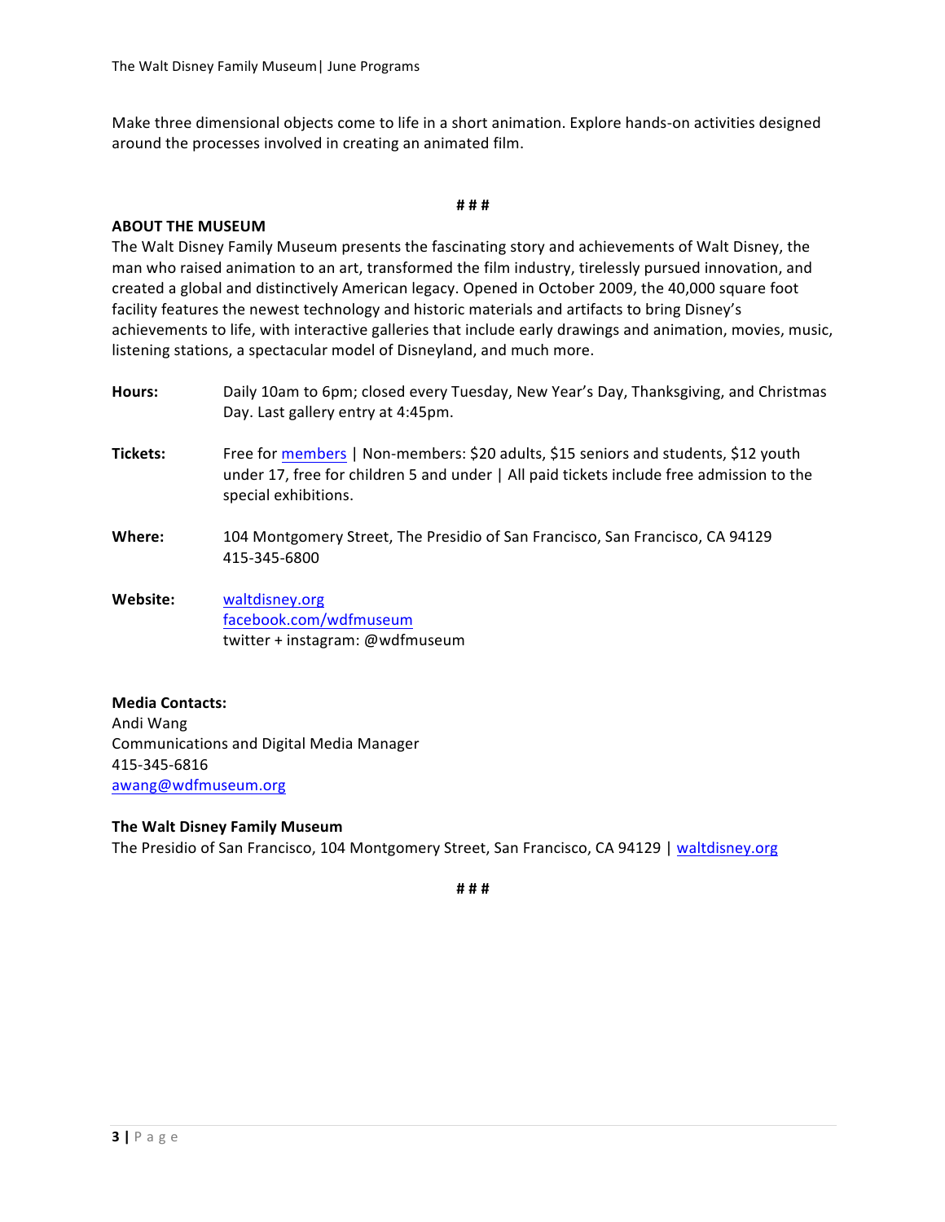Make three dimensional objects come to life in a short animation. Explore hands-on activities designed around the processes involved in creating an animated film.

###

**ABOUT THE MUSEUM**

The Walt Disney Family Museum presents the fascinating story and achievements of Walt Disney, the man who raised animation to an art, transformed the film industry, tirelessly pursued innovation, and created a global and distinctively American legacy. Opened in October 2009, the 40,000 square foot facility features the newest technology and historic materials and artifacts to bring Disney's achievements to life, with interactive galleries that include early drawings and animation, movies, music, listening stations, a spectacular model of Disneyland, and much more.

**Hours:** Daily 10am to 6pm; closed every Tuesday, New Year's Day, Thanksgiving, and Christmas Day. Last gallery entry at 4:45pm.

**Tickets:** Free for members | Non-members: $20 adults, $15 seniors and students, $12 youth under 17, free for children 5 and under | All paid tickets include free admission to the special exhibitions.

**Where:** 104 Montgomery Street, The Presidio of San Francisco, San Francisco, CA 94129
415-345-6800

**Website:** waltdisney.org
facebook.com/wdfmuseum
twitter + instagram: @wdfmuseum

**Media Contacts:**
Andi Wang
Communications and Digital Media Manager
415-345-6816
awang@wdfmuseum.org

**The Walt Disney Family Museum**
The Presidio of San Francisco, 104 Montgomery Street, San Francisco, CA 94129 | waltdisney.org

###